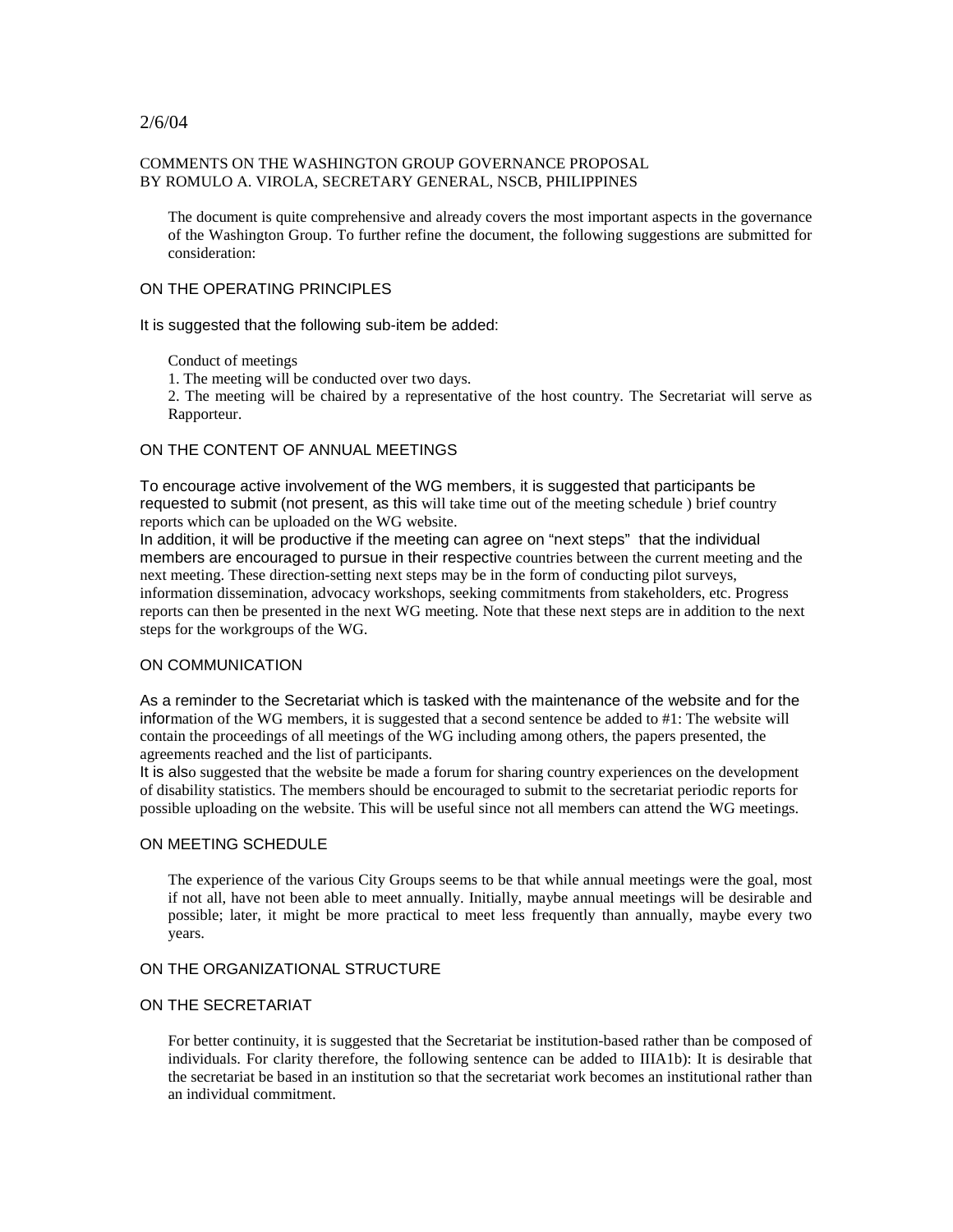2/6/04

COMMENTS ON THE WASHINGTON GROUP GOVERNANCE PROPOSAL
BY ROMULO A. VIROLA, SECRETARY GENERAL, NSCB, PHILIPPINES

The document is quite comprehensive and already covers the most important aspects in the governance of the Washington Group. To further refine the document, the following suggestions are submitted for consideration:

## ON THE OPERATING PRINCIPLES

It is suggested that the following sub-item be added:

Conduct of meetings
1. The meeting will be conducted over two days.
2. The meeting will be chaired by a representative of the host country. The Secretariat will serve as Rapporteur.

## ON THE CONTENT OF ANNUAL MEETINGS

To encourage active involvement of the WG members, it is suggested that participants be requested to submit (not present, as this will take time out of the meeting schedule ) brief country reports which can be uploaded on the WG website.
In addition, it will be productive if the meeting can agree on "next steps" that the individual members are encouraged to pursue in their respective countries between the current meeting and the next meeting. These direction-setting next steps may be in the form of conducting pilot surveys, information dissemination, advocacy workshops, seeking commitments from stakeholders, etc. Progress reports can then be presented in the next WG meeting. Note that these next steps are in addition to the next steps for the workgroups of the WG.

## ON COMMUNICATION

As a reminder to the Secretariat which is tasked with the maintenance of the website and for the information of the WG members, it is suggested that a second sentence be added to #1: The website will contain the proceedings of all meetings of the WG including among others, the papers presented, the agreements reached and the list of participants.
It is also suggested that the website be made a forum for sharing country experiences on the development of disability statistics. The members should be encouraged to submit to the secretariat periodic reports for possible uploading on the website. This will be useful since not all members can attend the WG meetings.

## ON MEETING SCHEDULE

The experience of the various City Groups seems to be that while annual meetings were the goal, most if not all, have not been able to meet annually. Initially, maybe annual meetings will be desirable and possible; later, it might be more practical to meet less frequently than annually, maybe every two years.

## ON THE ORGANIZATIONAL STRUCTURE

## ON THE SECRETARIAT

For better continuity, it is suggested that the Secretariat be institution-based rather than be composed of individuals. For clarity therefore, the following sentence can be added to IIIA1b): It is desirable that the secretariat be based in an institution so that the secretariat work becomes an institutional rather than an individual commitment.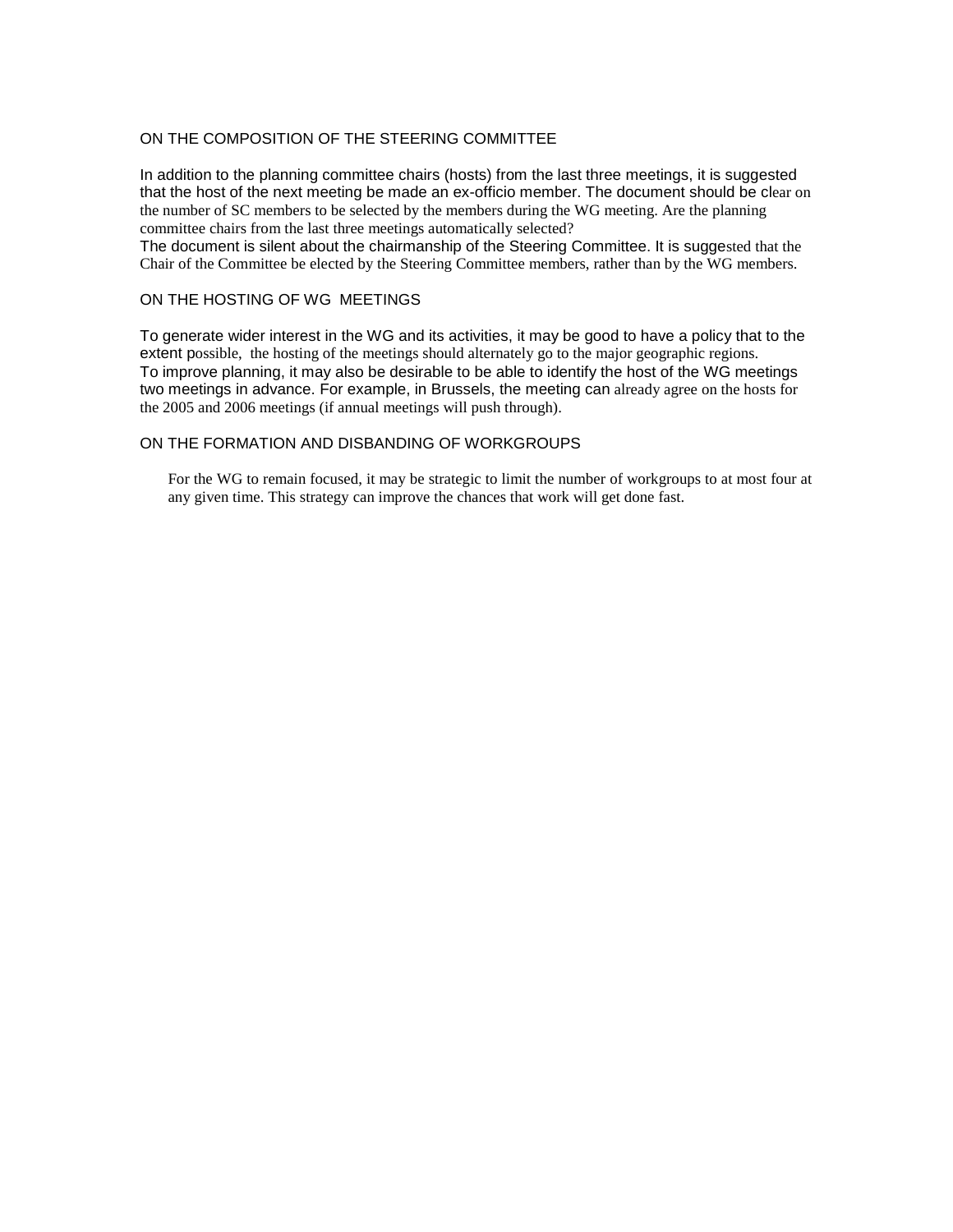## ON THE COMPOSITION OF THE STEERING COMMITTEE

In addition to the planning committee chairs (hosts) from the last three meetings, it is suggested that the host of the next meeting be made an ex-officio member. The document should be clear on the number of SC members to be selected by the members during the WG meeting. Are the planning committee chairs from the last three meetings automatically selected?
The document is silent about the chairmanship of the Steering Committee. It is suggested that the Chair of the Committee be elected by the Steering Committee members, rather than by the WG members.

## ON THE HOSTING OF WG MEETINGS

To generate wider interest in the WG and its activities, it may be good to have a policy that to the extent possible, the hosting of the meetings should alternately go to the major geographic regions.
To improve planning, it may also be desirable to be able to identify the host of the WG meetings two meetings in advance. For example, in Brussels, the meeting can already agree on the hosts for the 2005 and 2006 meetings (if annual meetings will push through).

## ON THE FORMATION AND DISBANDING OF WORKGROUPS

For the WG to remain focused, it may be strategic to limit the number of workgroups to at most four at any given time. This strategy can improve the chances that work will get done fast.